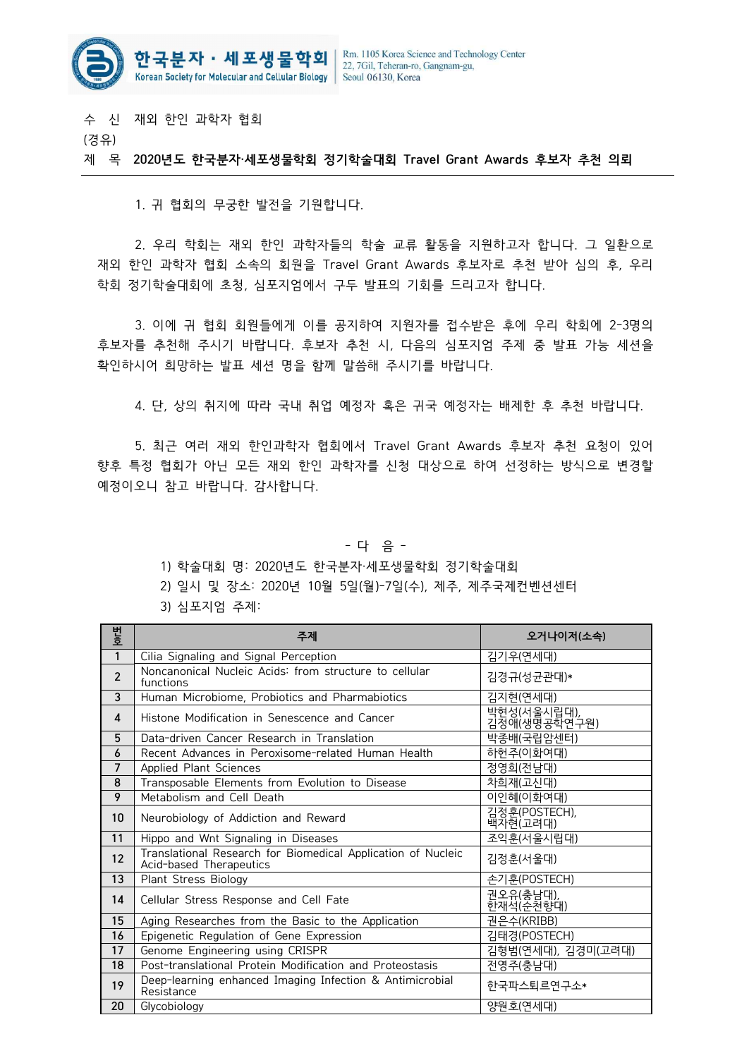한국분자 · 세포생물학회
Korean Society for Molecular and Cellular Biology

Rm. 1105 Korea Science and Technology Center
22, 7Gil, Teheran-ro, Gangnam-gu,
Seoul 06130, Korea

수 신 재외 한인 과학자 협회
(경유)
제 목 **2020년도 한국분자·세포생물학회 정기학술대회 Travel Grant Awards 후보자 추천 의뢰**

---

1. 귀 협회의 무궁한 발전을 기원합니다.

2. 우리 학회는 재외 한인 과학자들의 학술 교류 활동을 지원하고자 합니다. 그 일환으로 재외 한인 과학자 협회 소속의 회원을 Travel Grant Awards 후보자로 추천 받아 심의 후, 우리 학회 정기학술대회에 초청, 심포지엄에서 구두 발표의 기회를 드리고자 합니다.

3. 이에 귀 협회 회원들에게 이를 공지하여 지원자를 접수받은 후에 우리 학회에 2-3명의 후보자를 추천해 주시기 바랍니다. 후보자 추천 시, 다음의 심포지엄 주제 중 발표 가능 세션을 확인하시어 희망하는 발표 세션 명을 함께 말씀해 주시기를 바랍니다.

4. 단, 상의 취지에 따라 국내 취업 예정자 혹은 귀국 예정자는 배제한 후 추천 바랍니다.

5. 최근 여러 재외 한인과학자 협회에서 Travel Grant Awards 후보자 추천 요청이 있어 향후 특정 협회가 아닌 모든 재외 한인 과학자를 신청 대상으로 하여 선정하는 방식으로 변경할 예정이오니 참고 바랍니다. 감사합니다.

- 다 음 -

1) 학술대회 명: 2020년도 한국분자·세포생물학회 정기학술대회
2) 일시 및 장소: 2020년 10월 5일(월)-7일(수), 제주, 제주국제컨벤션센터
3) 심포지엄 주제:

| 번호 | 주제 | 오거나이저(소속) |
|---|---|---|
| 1 | Cilia Signaling and Signal Perception | 김기우(연세대) |
| 2 | Noncanonical Nucleic Acids: from structure to cellular functions | 김경규(성균관대)* |
| 3 | Human Microbiome, Probiotics and Pharmabiotics | 김지현(연세대) |
| 4 | Histone Modification in Senescence and Cancer | 박현성(서울시립대), 김정애(생명공학연구원) |
| 5 | Data-driven Cancer Research in Translation | 박종배(국립암센터) |
| 6 | Recent Advances in Peroxisome-related Human Health | 하헌주(이화여대) |
| 7 | Applied Plant Sciences | 정영희(전남대) |
| 8 | Transposable Elements from Evolution to Disease | 차희재(고신대) |
| 9 | Metabolism and Cell Death | 이인혜(이화여대) |
| 10 | Neurobiology of Addiction and Reward | 김정훈(POSTECH), 백자현(고려대) |
| 11 | Hippo and Wnt Signaling in Diseases | 조익훈(서울시립대) |
| 12 | Translational Research for Biomedical Application of Nucleic Acid-based Therapeutics | 김정훈(서울대) |
| 13 | Plant Stress Biology | 손기훈(POSTECH) |
| 14 | Cellular Stress Response and Cell Fate | 권오유(충남대), 한재석(순천향대) |
| 15 | Aging Researches from the Basic to the Application | 권은수(KRIBB) |
| 16 | Epigenetic Regulation of Gene Expression | 김태경(POSTECH) |
| 17 | Genome Engineering using CRISPR | 김형범(연세대), 김경미(고려대) |
| 18 | Post-translational Protein Modification and Proteostasis | 전영주(충남대) |
| 19 | Deep-learning enhanced Imaging Infection & Antimicrobial Resistance | 한국파스퇴르연구소* |
| 20 | Glycobiology | 양원호(연세대) |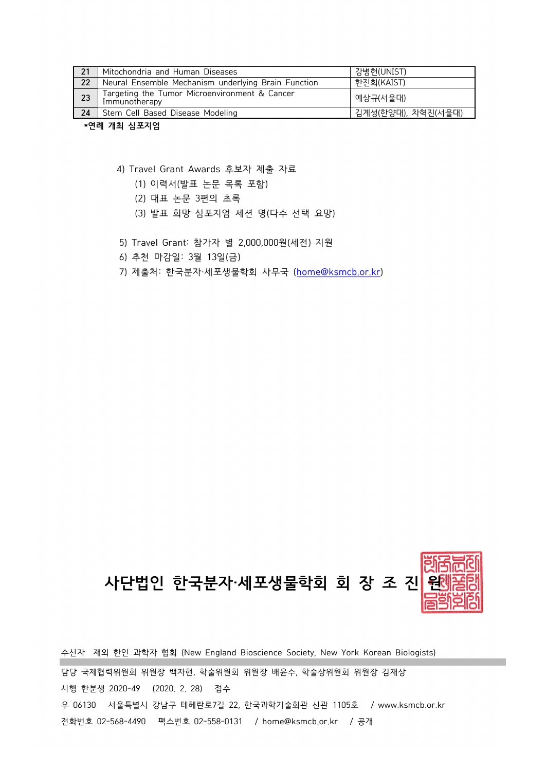| | | |
|---|---|---|
| 21 | Mitochondria and Human Diseases | 강병헌(UNIST) |
| 22 | Neural Ensemble Mechanism underlying Brain Function | 한진희(KAIST) |
| 23 | Targeting the Tumor Microenvironment & Cancer Immunotherapy | 예상규(서울대) |
| 24 | Stem Cell Based Disease Modeling | 김계성(한양대), 차혁진(서울대) |

**\*연례 개최 심포지엄**

4) Travel Grant Awards 후보자 제출 자료
   (1) 이력서(발표 논문 목록 포함)
   (2) 대표 논문 3편의 초록
   (3) 발표 희망 심포지엄 세션 명(다수 선택 요망)

5) Travel Grant: 참가자 별 2,000,000원(세전) 지원
6) 추천 마감일: 3월 13일(금)
7) 제출처: 한국분자·세포생물학회 사무국 (home@ksmcb.or.kr)

**사단법인 한국분자·세포생물학회 회 장 조 진 원**

수신자 재외 한인 과학자 협회 (New England Bioscience Society, New York Korean Biologists)

담당 국제협력위원회 위원장 백자현, 학술위원회 위원장 배윤수, 학술상위원회 위원장 김재상

시행 한분생 2020-49 (2020. 2. 28) 접수

우 06130 서울특별시 강남구 테헤란로7길 22, 한국과학기술회관 신관 1105호 / www.ksmcb.or.kr

전화번호 02-568-4490 팩스번호 02-558-0131 / home@ksmcb.or.kr / 공개